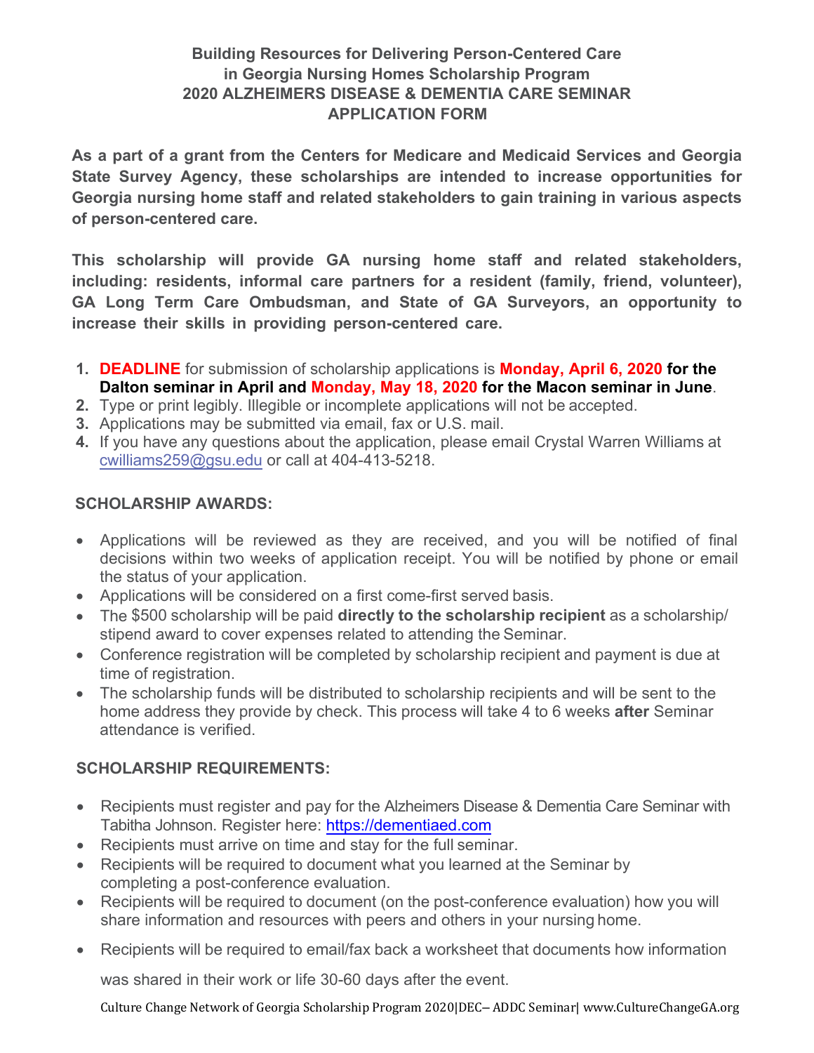# Building Resources for Delivering Person-Centered Care in Georgia Nursing Homes Scholarship Program
## 2020 ALZHEIMERS DISEASE & DEMENTIA CARE SEMINAR
## APPLICATION FORM

**As a part of a grant from the Centers for Medicare and Medicaid Services and Georgia State Survey Agency, these scholarships are intended to increase opportunities for Georgia nursing home staff and related stakeholders to gain training in various aspects of person-centered care.**

**This scholarship will provide GA nursing home staff and related stakeholders, including: residents, informal care partners for a resident (family, friend, volunteer), GA Long Term Care Ombudsman, and State of GA Surveyors, an opportunity to increase their skills in providing person-centered care.**

1. **DEADLINE** for submission of scholarship applications is **Monday, April 6, 2020 for the Dalton seminar in April and Monday, May 18, 2020 for the Macon seminar in June**.
2. Type or print legibly. Illegible or incomplete applications will not be accepted.
3. Applications may be submitted via email, fax or U.S. mail.
4. If you have any questions about the application, please email Crystal Warren Williams at cwilliams259@gsu.edu or call at 404-413-5218.

### SCHOLARSHIP AWARDS:

- Applications will be reviewed as they are received, and you will be notified of final decisions within two weeks of application receipt. You will be notified by phone or email the status of your application.
- Applications will be considered on a first come-first served basis.
- The $500 scholarship will be paid **directly to the scholarship recipient** as a scholarship/ stipend award to cover expenses related to attending the Seminar.
- Conference registration will be completed by scholarship recipient and payment is due at time of registration.
- The scholarship funds will be distributed to scholarship recipients and will be sent to the home address they provide by check. This process will take 4 to 6 weeks **after** Seminar attendance is verified.

### SCHOLARSHIP REQUIREMENTS:

- Recipients must register and pay for the Alzheimers Disease & Dementia Care Seminar with Tabitha Johnson. Register here: https://dementiaed.com
- Recipients must arrive on time and stay for the full seminar.
- Recipients will be required to document what you learned at the Seminar by completing a post-conference evaluation.
- Recipients will be required to document (on the post-conference evaluation) how you will share information and resources with peers and others in your nursing home.
- Recipients will be required to email/fax back a worksheet that documents how information was shared in their work or life 30-60 days after the event.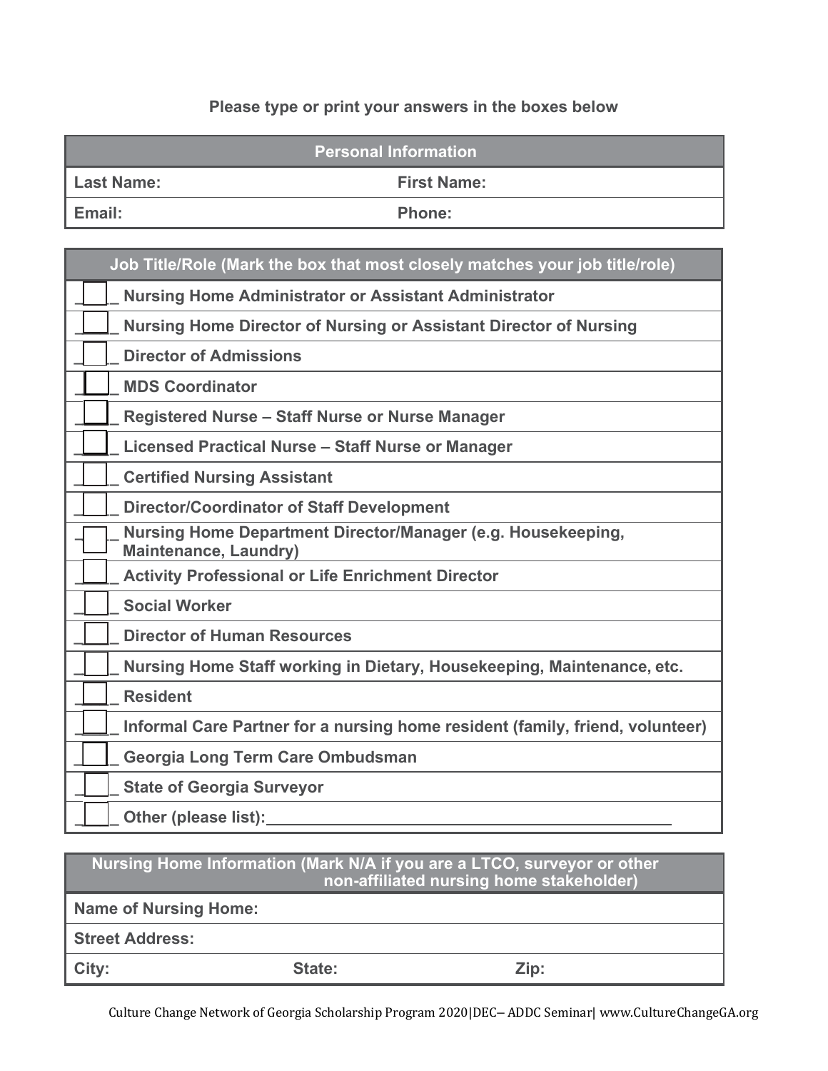**Please type or print your answers in the boxes below**

| Personal Information | |
|---|---|
| **Last Name:** | **First Name:** |
| **Email:** | **Phone:** |

| | Job Title/Role (Mark the box that most closely matches your job title/role) |
|---|---|
| ☐ | **Nursing Home Administrator or Assistant Administrator** |
| ☐ | **Nursing Home Director of Nursing or Assistant Director of Nursing** |
| ☐ | **Director of Admissions** |
| ☐ | **MDS Coordinator** |
| ☐ | **Registered Nurse – Staff Nurse or Nurse Manager** |
| ☐ | **Licensed Practical Nurse – Staff Nurse or Manager** |
| ☐ | **Certified Nursing Assistant** |
| ☐ | **Director/Coordinator of Staff Development** |
| ☐ | **Nursing Home Department Director/Manager (e.g. Housekeeping, Maintenance, Laundry)** |
| ☐ | **Activity Professional or Life Enrichment Director** |
| ☐ | **Social Worker** |
| ☐ | **Director of Human Resources** |
| ☐ | **Nursing Home Staff working in Dietary, Housekeeping, Maintenance, etc.** |
| ☐ | **Resident** |
| ☐ | **Informal Care Partner for a nursing home resident (family, friend, volunteer)** |
| ☐ | **Georgia Long Term Care Ombudsman** |
| ☐ | **State of Georgia Surveyor** |
| ☐ | **Other (please list):** ______________________________ |

| Nursing Home Information (Mark N/A if you are a LTCO, surveyor or other non-affiliated nursing home stakeholder) | | |
|---|---|---|
| **Name of Nursing Home:** | | |
| **Street Address:** | | |
| **City:** | **State:** | **Zip:** |

Culture Change Network of Georgia Scholarship Program 2020|DEC– ADDC Seminar| www.CultureChangeGA.org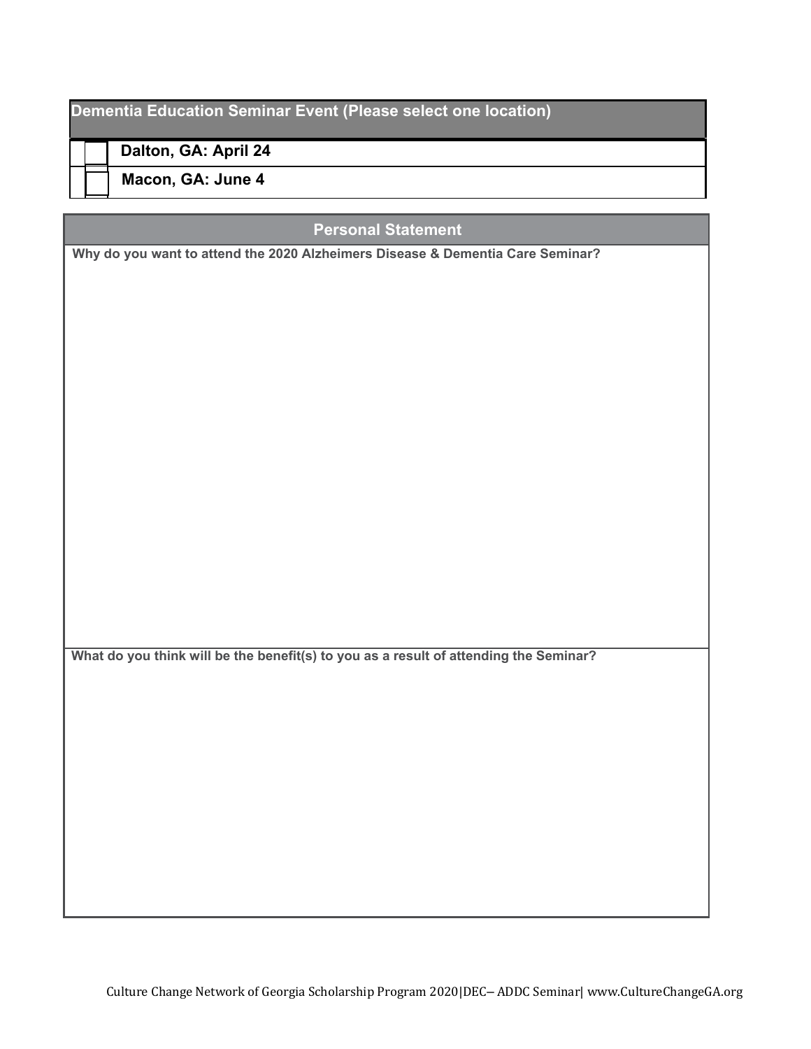| Dementia Education Seminar Event (Please select one location) | |
|---|---|
| ☐ | Dalton, GA: April 24 |
| ☐ | Macon, GA: June 4 |

## Personal Statement

**Why do you want to attend the 2020 Alzheimers Disease & Dementia Care Seminar?**

**What do you think will be the benefit(s) to you as a result of attending the Seminar?**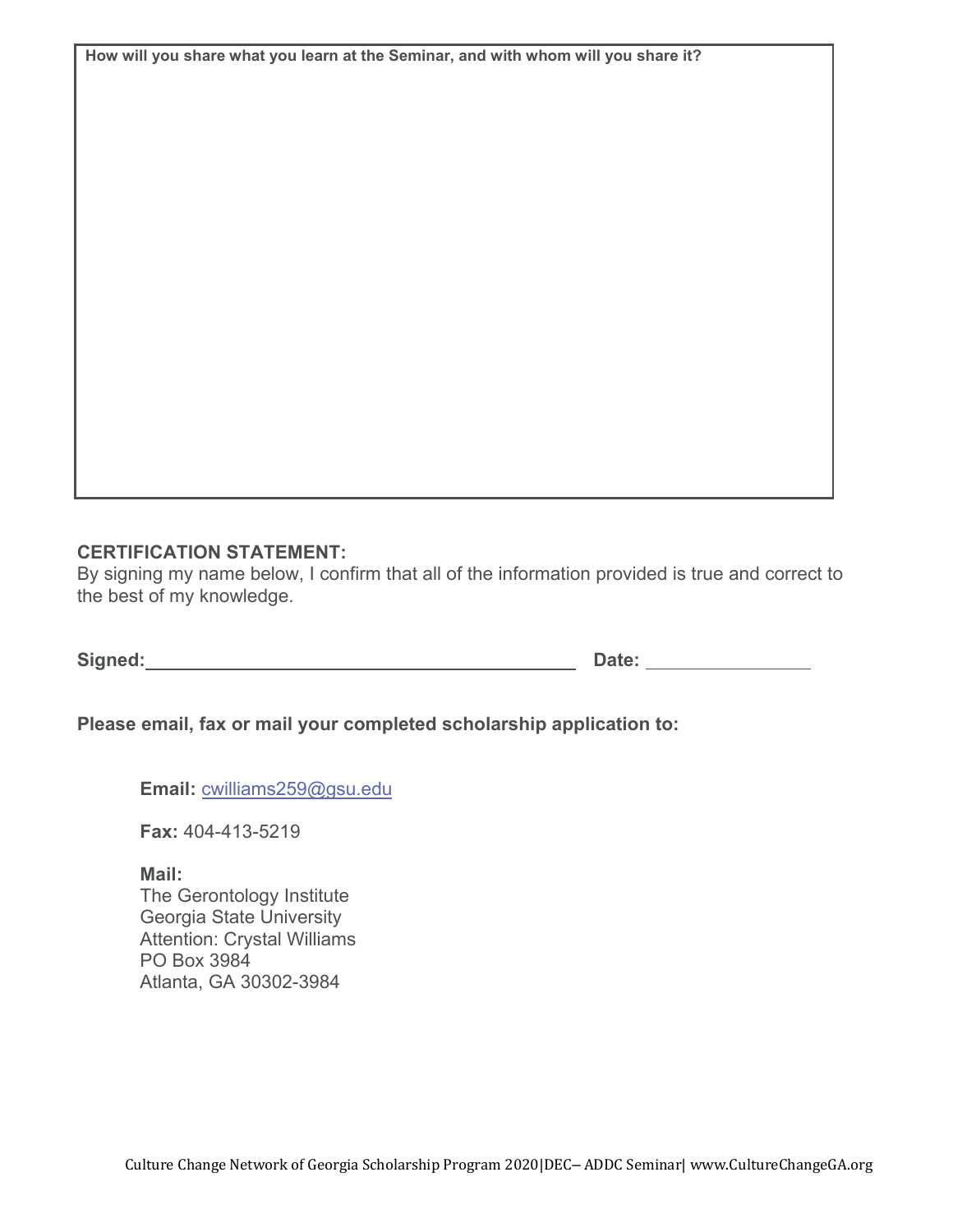**How will you share what you learn at the Seminar, and with whom will you share it?**

**CERTIFICATION STATEMENT:**

By signing my name below, I confirm that all of the information provided is true and correct to the best of my knowledge.

**Signed:**\_\_\_\_\_\_\_\_\_\_\_\_\_\_\_\_\_\_\_\_\_\_\_\_\_\_\_\_\_\_\_\_\_\_\_\_\_\_\_\_ **Date:** \_\_\_\_\_\_\_\_\_\_\_\_\_\_\_\_

**Please email, fax or mail your completed scholarship application to:**

**Email:** cwilliams259@gsu.edu

**Fax:** 404-413-5219

**Mail:**
The Gerontology Institute
Georgia State University
Attention: Crystal Williams
PO Box 3984
Atlanta, GA 30302-3984